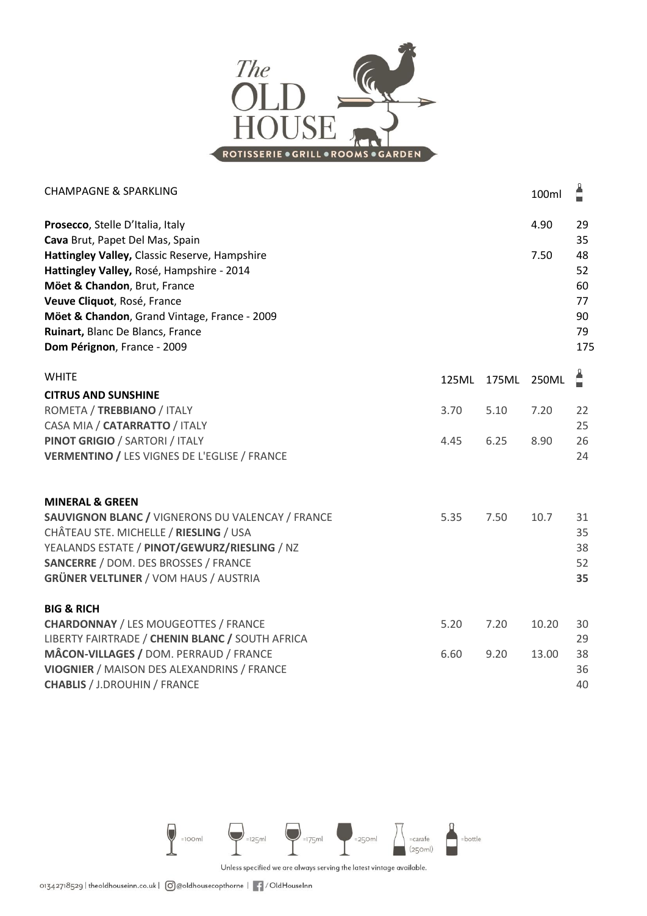# The OLD HOUSE

ROTISSERIE • GRILL • ROOMS • GARDEN

| CHAMPAGNE & SPARKLING | 100ml | Bottle |
|---|---|---|
| **Prosecco**, Stelle D'Italia, Italy | 4.90 | 29 |
| **Cava** Brut, Papet Del Mas, Spain | | 35 |
| **Hattingley Valley,** Classic Reserve, Hampshire | 7.50 | 48 |
| **Hattingley Valley,** Rosé, Hampshire - 2014 | | 52 |
| **Möet & Chandon**, Brut, France | | 60 |
| **Veuve Cliquot**, Rosé, France | | 77 |
| **Möet & Chandon**, Grand Vintage, France - 2009 | | 90 |
| **Ruinart,** Blanc De Blancs, France | | 79 |
| **Dom Pérignon**, France - 2009 | | 175 |

| WHITE | 125ML | 175ML | 250ML | Bottle |
|---|---|---|---|---|
| **CITRUS AND SUNSHINE** | | | | |
| ROMETA / **TREBBIANO** / ITALY | 3.70 | 5.10 | 7.20 | 22 |
| CASA MIA / **CATARRATTO** / ITALY | | | | 25 |
| **PINOT GRIGIO** / SARTORI / ITALY | 4.45 | 6.25 | 8.90 | 26 |
| **VERMENTINO /** LES VIGNES DE L'EGLISE / FRANCE | | | | 24 |
| **MINERAL & GREEN** | | | | |
| **SAUVIGNON BLANC /** VIGNERONS DU VALENCAY / FRANCE | 5.35 | 7.50 | 10.7 | 31 |
| CHÂTEAU STE. MICHELLE / **RIESLING** / USA | | | | 35 |
| YEALANDS ESTATE / **PINOT/GEWURZ/RIESLING** / NZ | | | | 38 |
| **SANCERRE** / DOM. DES BROSSES / FRANCE | | | | 52 |
| **GRÜNER VELTLINER** / VOM HAUS / AUSTRIA | | | | **35** |
| **BIG & RICH** | | | | |
| **CHARDONNAY** / LES MOUGEOTTES / FRANCE | 5.20 | 7.20 | 10.20 | 30 |
| LIBERTY FAIRTRADE / **CHENIN BLANC /** SOUTH AFRICA | | | | 29 |
| **MÂCON-VILLAGES /** DOM. PERRAUD / FRANCE | 6.60 | 9.20 | 13.00 | 38 |
| **VIOGNIER** / MAISON DES ALEXANDRINS / FRANCE | | | | 36 |
| **CHABLIS** / J.DROUHIN / FRANCE | | | | 40 |

=100ml =125ml =175ml =250ml =carafe (250ml) =bottle

Unless specified we are always serving the latest vintage available.

01342718529 | theoldhouseinn.co.uk | @oldhousecopthorne | /OldHouseInn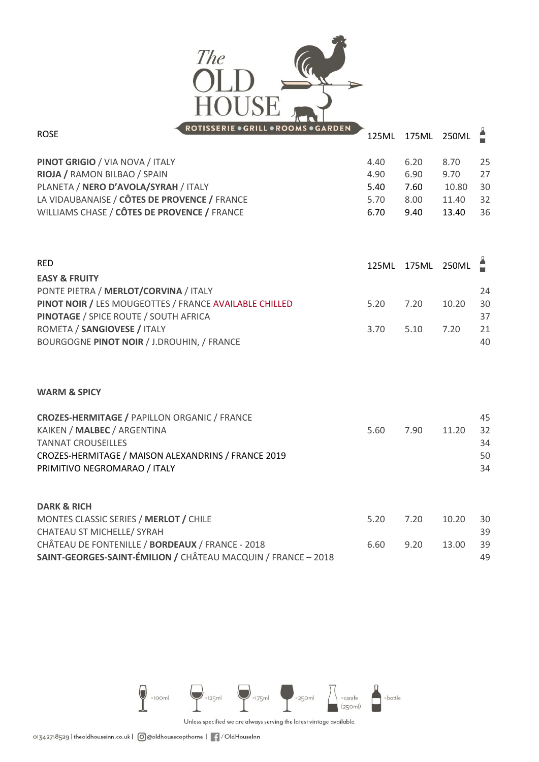# The OLD HOUSE

ROTISSERIE • GRILL • ROOMS • GARDEN

| ROSE | 125ML | 175ML | 250ML | Bottle |
|---|---|---|---|---|
| **PINOT GRIGIO** / VIA NOVA / ITALY | 4.40 | 6.20 | 8.70 | 25 |
| **RIOJA /** RAMON BILBAO / SPAIN | 4.90 | 6.90 | 9.70 | 27 |
| PLANETA / **NERO D'AVOLA/SYRAH** / ITALY | 5.40 | 7.60 | 10.80 | 30 |
| LA VIDAUBANAISE / **CÔTES DE PROVENCE /** FRANCE | 5.70 | 8.00 | 11.40 | 32 |
| WILLIAMS CHASE / **CÔTES DE PROVENCE /** FRANCE | 6.70 | 9.40 | 13.40 | 36 |

| RED | 125ML | 175ML | 250ML | Bottle |
|---|---|---|---|---|
| **EASY & FRUITY** | | | | |
| PONTE PIETRA / **MERLOT/CORVINA** / ITALY | | | | 24 |
| **PINOT NOIR /** LES MOUGEOTTES / FRANCE AVAILABLE CHILLED | 5.20 | 7.20 | 10.20 | 30 |
| **PINOTAGE** / SPICE ROUTE / SOUTH AFRICA | | | | 37 |
| ROMETA / **SANGIOVESE /** ITALY | 3.70 | 5.10 | 7.20 | 21 |
| BOURGOGNE **PINOT NOIR** / J.DROUHIN, / FRANCE | | | | 40 |
| **WARM & SPICY** | | | | |
| **CROZES-HERMITAGE /** PAPILLON ORGANIC / FRANCE | | | | 45 |
| KAIKEN / **MALBEC** / ARGENTINA | 5.60 | 7.90 | 11.20 | 32 |
| TANNAT CROUSEILLES | | | | 34 |
| CROZES-HERMITAGE / MAISON ALEXANDRINS / FRANCE 2019 | | | | 50 |
| PRIMITIVO NEGROMARAO / ITALY | | | | 34 |
| **DARK & RICH** | | | | |
| MONTES CLASSIC SERIES / **MERLOT /** CHILE | 5.20 | 7.20 | 10.20 | 30 |
| CHATEAU ST MICHELLE/ SYRAH | | | | 39 |
| CHÂTEAU DE FONTENILLE / **BORDEAUX** / FRANCE - 2018 | 6.60 | 9.20 | 13.00 | 39 |
| **SAINT-GEORGES-SAINT-ÉMILION /** CHÂTEAU MACQUIN / FRANCE – 2018 | | | | 49 |

=100ml =125ml =175ml =250ml =carafe (250ml) =bottle

Unless specified we are always serving the latest vintage available.

01342718529 | theoldhouseinn.co.uk | @oldhousecopthorne | /OldHouseInn